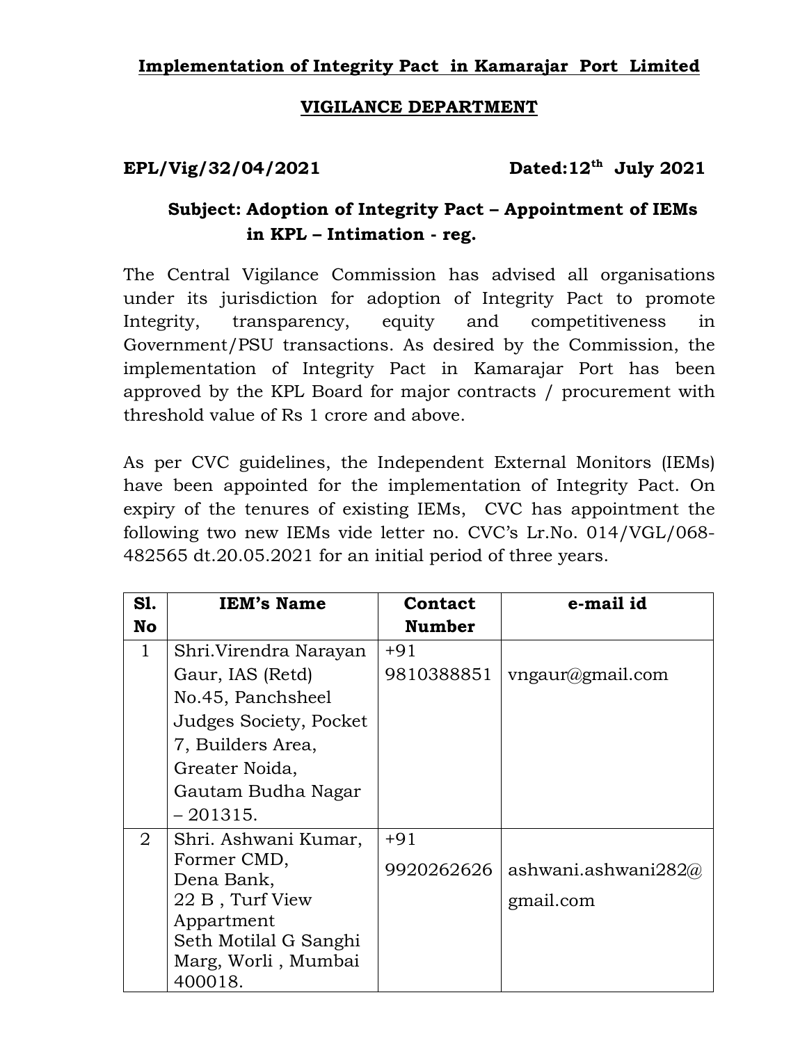## Implementation of Integrity Pact in Kamarajar Port Limited

## VIGILANCE DEPARTMENT

**EPL/Vig/32/04/2021** **Dated:12th July 2021**

**Subject: Adoption of Integrity Pact – Appointment of IEMs in KPL – Intimation - reg.**

The Central Vigilance Commission has advised all organisations under its jurisdiction for adoption of Integrity Pact to promote Integrity, transparency, equity and competitiveness in Government/PSU transactions. As desired by the Commission, the implementation of Integrity Pact in Kamarajar Port has been approved by the KPL Board for major contracts / procurement with threshold value of Rs 1 crore and above.

As per CVC guidelines, the Independent External Monitors (IEMs) have been appointed for the implementation of Integrity Pact. On expiry of the tenures of existing IEMs, CVC has appointment the following two new IEMs vide letter no. CVC's Lr.No. 014/VGL/068-482565 dt.20.05.2021 for an initial period of three years.

| Sl. No | IEM's Name | Contact Number | e-mail id |
|---|---|---|---|
| 1 | Shri.Virendra Narayan Gaur, IAS (Retd) No.45, Panchsheel Judges Society, Pocket 7, Builders Area, Greater Noida, Gautam Budha Nagar – 201315. | +91 9810388851 | vngaur@gmail.com |
| 2 | Shri. Ashwani Kumar, Former CMD, Dena Bank, 22 B , Turf View Appartment Seth Motilal G Sanghi Marg, Worli , Mumbai 400018. | +91 9920262626 | ashwani.ashwani282@gmail.com |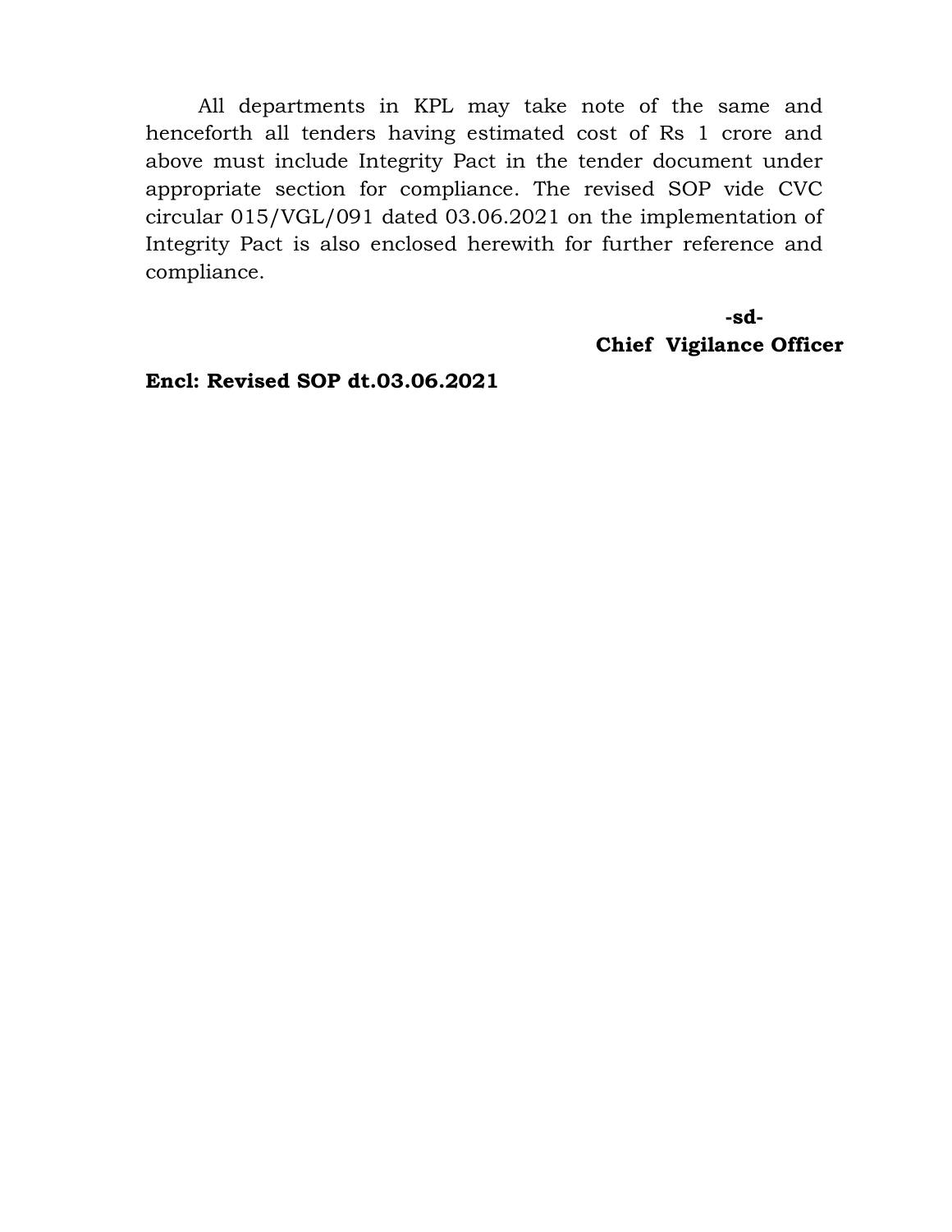All departments in KPL may take note of the same and henceforth all tenders having estimated cost of Rs 1 crore and above must include Integrity Pact in the tender document under appropriate section for compliance. The revised SOP vide CVC circular 015/VGL/091 dated 03.06.2021 on the implementation of Integrity Pact is also enclosed herewith for further reference and compliance.

**-sd-**
**Chief Vigilance Officer**

**Encl: Revised SOP dt.03.06.2021**